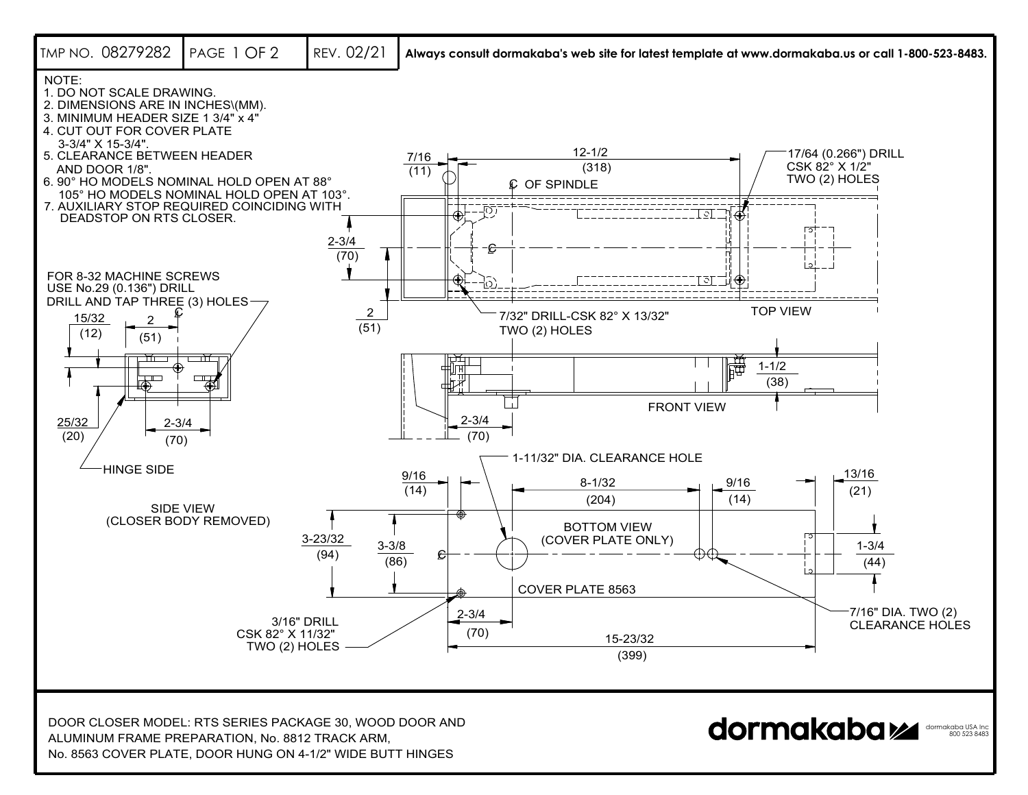TMP NO. 08279282 | PAGE 1 OF 2 | REV. 02/21

**Always consult dormakaba's web site for latest template at www.dormakaba.us or call 1-800-523-8483.**

NOTE:

1. DO NOT SCALE DRAWING.
2. DIMENSIONS ARE IN INCHES\(MM).
3. MINIMUM HEADER SIZE 1 3/4" x 4"
4. CUT OUT FOR COVER PLATE 3-3/4" X 15-3/4".
5. CLEARANCE BETWEEN HEADER AND DOOR 1/8".
6. 90° HO MODELS NOMINAL HOLD OPEN AT 88° 105° HO MODELS NOMINAL HOLD OPEN AT 103°.
7. AUXILIARY STOP REQUIRED COINCIDING WITH DEADSTOP ON RTS CLOSER.

FOR 8-32 MACHINE SCREWS USE No.29 (0.136") DRILL DRILL AND TAP THREE (3) HOLES

15/32 (12)

2 (51)

℄

25/32 (20)

2-3/4 (70)

HINGE SIDE

SIDE VIEW (CLOSER BODY REMOVED)

7/16 (11)

12-1/2 (318)

℄ OF SPINDLE

17/64 (0.266") DRILL CSK 82° X 1/2" TWO (2) HOLES

2-3/4 (70)

℄

2 (51)

7/32" DRILL-CSK 82° X 13/32" TWO (2) HOLES

TOP VIEW

1-1/2 (38)

2-3/4 (70)

FRONT VIEW

1-11/32" DIA. CLEARANCE HOLE

9/16 (14)

8-1/32 (204)

9/16 (14)

13/16 (21)

BOTTOM VIEW (COVER PLATE ONLY)

3-23/32 (94)

3-3/8 (86)

℄

1-3/4 (44)

COVER PLATE 8563

3/16" DRILL CSK 82° X 11/32" TWO (2) HOLES

2-3/4 (70)

15-23/32 (399)

7/16" DIA. TWO (2) CLEARANCE HOLES

DOOR CLOSER MODEL: RTS SERIES PACKAGE 30, WOOD DOOR AND ALUMINUM FRAME PREPARATION, No. 8812 TRACK ARM, No. 8563 COVER PLATE, DOOR HUNG ON 4-1/2" WIDE BUTT HINGES

dormakaba

dormakaba USA Inc. 800 523 8483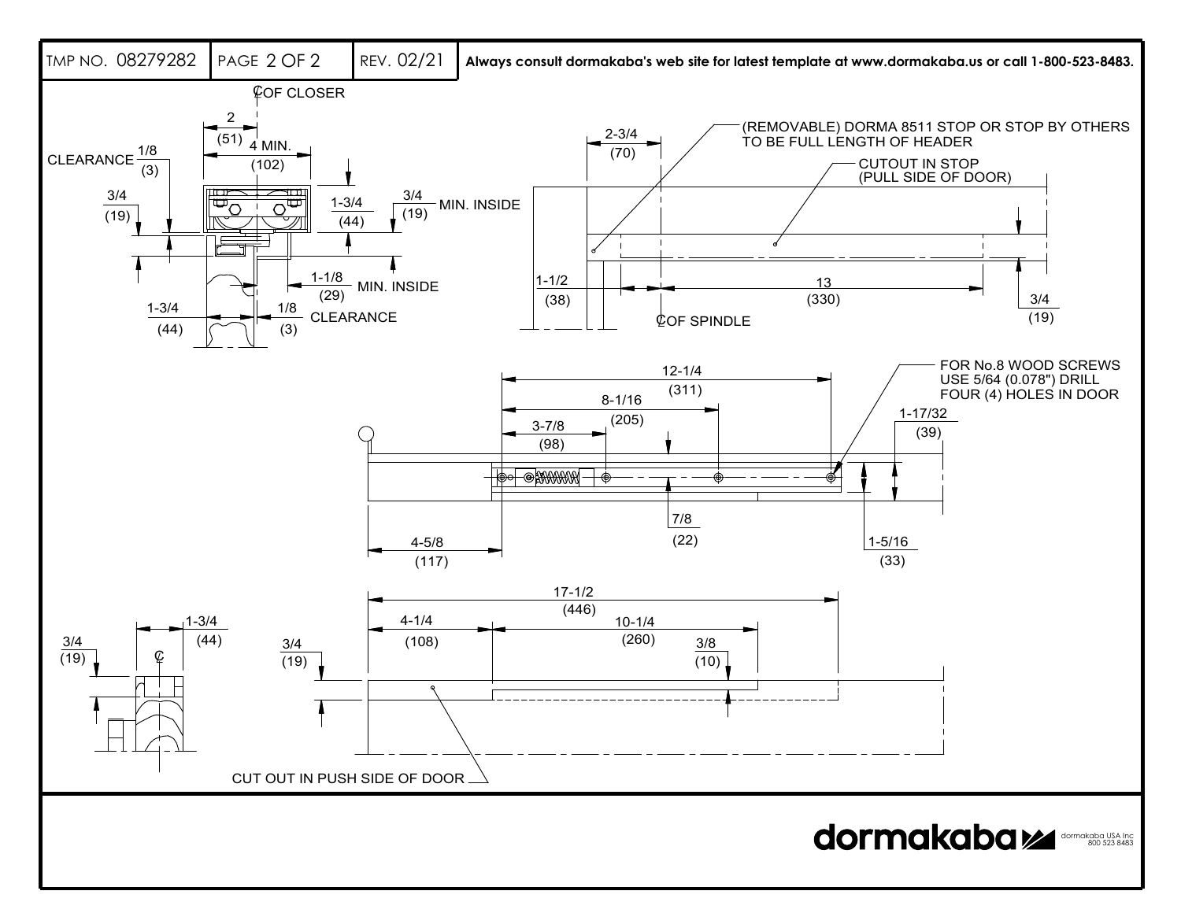TMP NO. 08279282 | PAGE 2 OF 2 | REV. 02/21

**Always consult dormakaba's web site for latest template at www.dormakaba.us or call 1-800-523-8483.**

℄ OF CLOSER

2 (51)

4 MIN. (102)

CLEARANCE 1/8 (3)

3/4 (19)

1-3/4 (44)

3/4 (19) MIN. INSIDE

1-1/8 (29) MIN. INSIDE

1-3/4 (44)

1/8 (3) CLEARANCE

2-3/4 (70)

(REMOVABLE) DORMA 8511 STOP OR STOP BY OTHERS TO BE FULL LENGTH OF HEADER

CUTOUT IN STOP (PULL SIDE OF DOOR)

1-1/2 (38)

13 (330)

3/4 (19)

℄ OF SPINDLE

12-1/4 (311)

8-1/16 (205)

3-7/8 (98)

FOR No.8 WOOD SCREWS USE 5/64 (0.078") DRILL FOUR (4) HOLES IN DOOR

1-17/32 (39)

7/8 (22)

4-5/8 (117)

1-5/16 (33)

17-1/2 (446)

4-1/4 (108)

10-1/4 (260)

1-3/4 (44)

3/4 (19)

3/4 (19)

3/8 (10)

℄

CUT OUT IN PUSH SIDE OF DOOR

dormakaba

dormakaba USA Inc 800 523 8483